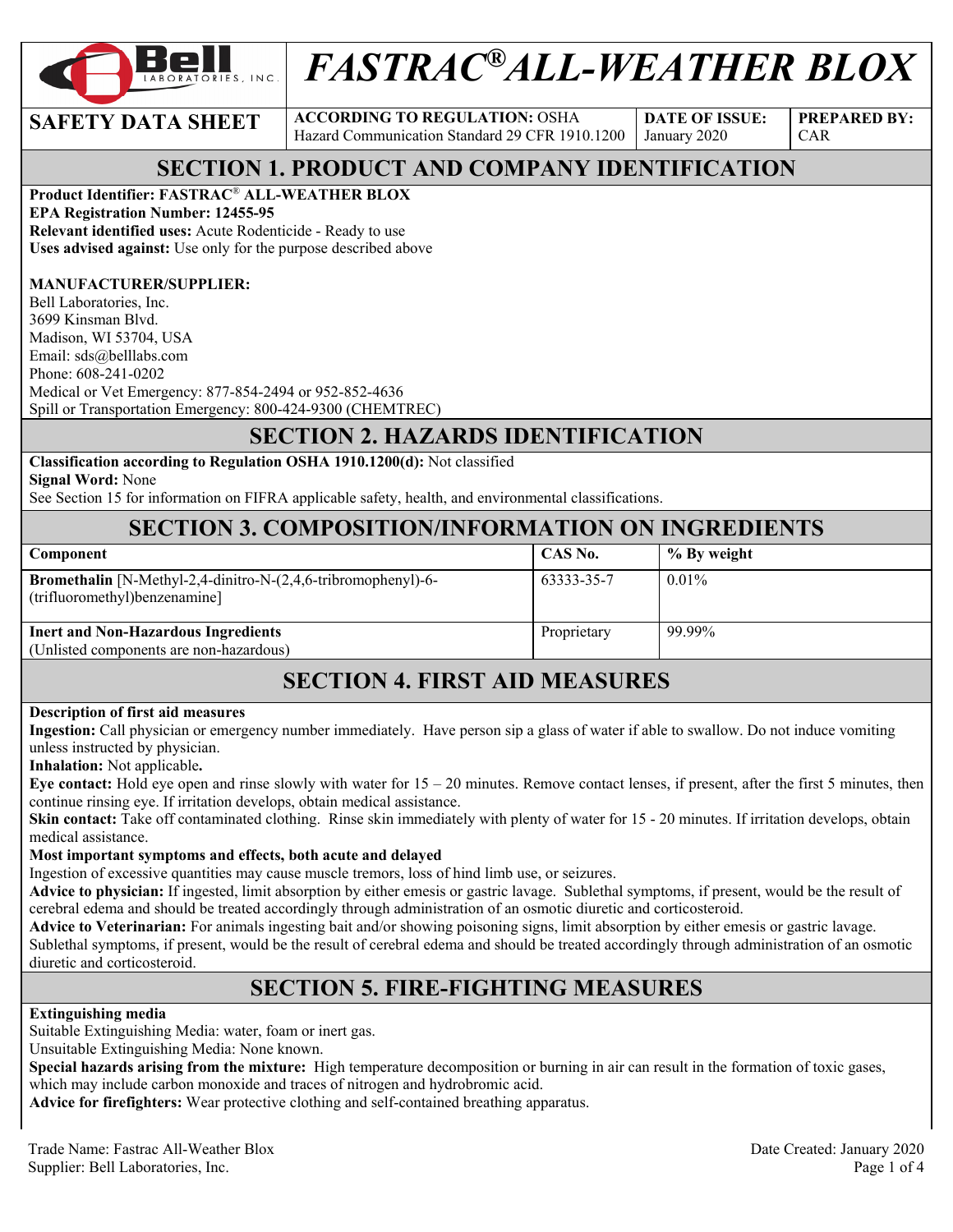# FASTRAC® ALL-WEATHER BLOX

**SAFETY DATA SHEET**

| ACCORDING TO REGULATION: OSHA Hazard Communication Standard 29 CFR 1910.1200 | DATE OF ISSUE: January 2020 | PREPARED BY: CAR |
|---|---|---|

## SECTION 1. PRODUCT AND COMPANY IDENTIFICATION

**Product Identifier: FASTRAC® ALL-WEATHER BLOX**
**EPA Registration Number: 12455-95**
**Relevant identified uses:** Acute Rodenticide - Ready to use
**Uses advised against:** Use only for the purpose described above

**MANUFACTURER/SUPPLIER:**
Bell Laboratories, Inc.
3699 Kinsman Blvd.
Madison, WI 53704, USA
Email: sds@belllabs.com
Phone: 608-241-0202
Medical or Vet Emergency: 877-854-2494 or 952-852-4636
Spill or Transportation Emergency: 800-424-9300 (CHEMTREC)

## SECTION 2. HAZARDS IDENTIFICATION

**Classification according to Regulation OSHA 1910.1200(d):** Not classified
**Signal Word:** None
See Section 15 for information on FIFRA applicable safety, health, and environmental classifications.

## SECTION 3. COMPOSITION/INFORMATION ON INGREDIENTS

| Component | CAS No. | % By weight |
|---|---|---|
| **Bromethalin** [N-Methyl-2,4-dinitro-N-(2,4,6-tribromophenyl)-6-(trifluoromethyl)benzenamine] | 63333-35-7 | 0.01% |
| **Inert and Non-Hazardous Ingredients** (Unlisted components are non-hazardous) | Proprietary | 99.99% |

## SECTION 4. FIRST AID MEASURES

**Description of first aid measures**
**Ingestion:** Call physician or emergency number immediately. Have person sip a glass of water if able to swallow. Do not induce vomiting unless instructed by physician.
**Inhalation:** Not applicable**.**
**Eye contact:** Hold eye open and rinse slowly with water for 15 – 20 minutes. Remove contact lenses, if present, after the first 5 minutes, then continue rinsing eye. If irritation develops, obtain medical assistance.
**Skin contact:** Take off contaminated clothing. Rinse skin immediately with plenty of water for 15 - 20 minutes. If irritation develops, obtain medical assistance.
**Most important symptoms and effects, both acute and delayed**
Ingestion of excessive quantities may cause muscle tremors, loss of hind limb use, or seizures.
**Advice to physician:** If ingested, limit absorption by either emesis or gastric lavage. Sublethal symptoms, if present, would be the result of cerebral edema and should be treated accordingly through administration of an osmotic diuretic and corticosteroid.
**Advice to Veterinarian:** For animals ingesting bait and/or showing poisoning signs, limit absorption by either emesis or gastric lavage. Sublethal symptoms, if present, would be the result of cerebral edema and should be treated accordingly through administration of an osmotic diuretic and corticosteroid.

## SECTION 5. FIRE-FIGHTING MEASURES

**Extinguishing media**
Suitable Extinguishing Media: water, foam or inert gas.
Unsuitable Extinguishing Media: None known.
**Special hazards arising from the mixture:** High temperature decomposition or burning in air can result in the formation of toxic gases, which may include carbon monoxide and traces of nitrogen and hydrobromic acid.
**Advice for firefighters:** Wear protective clothing and self-contained breathing apparatus.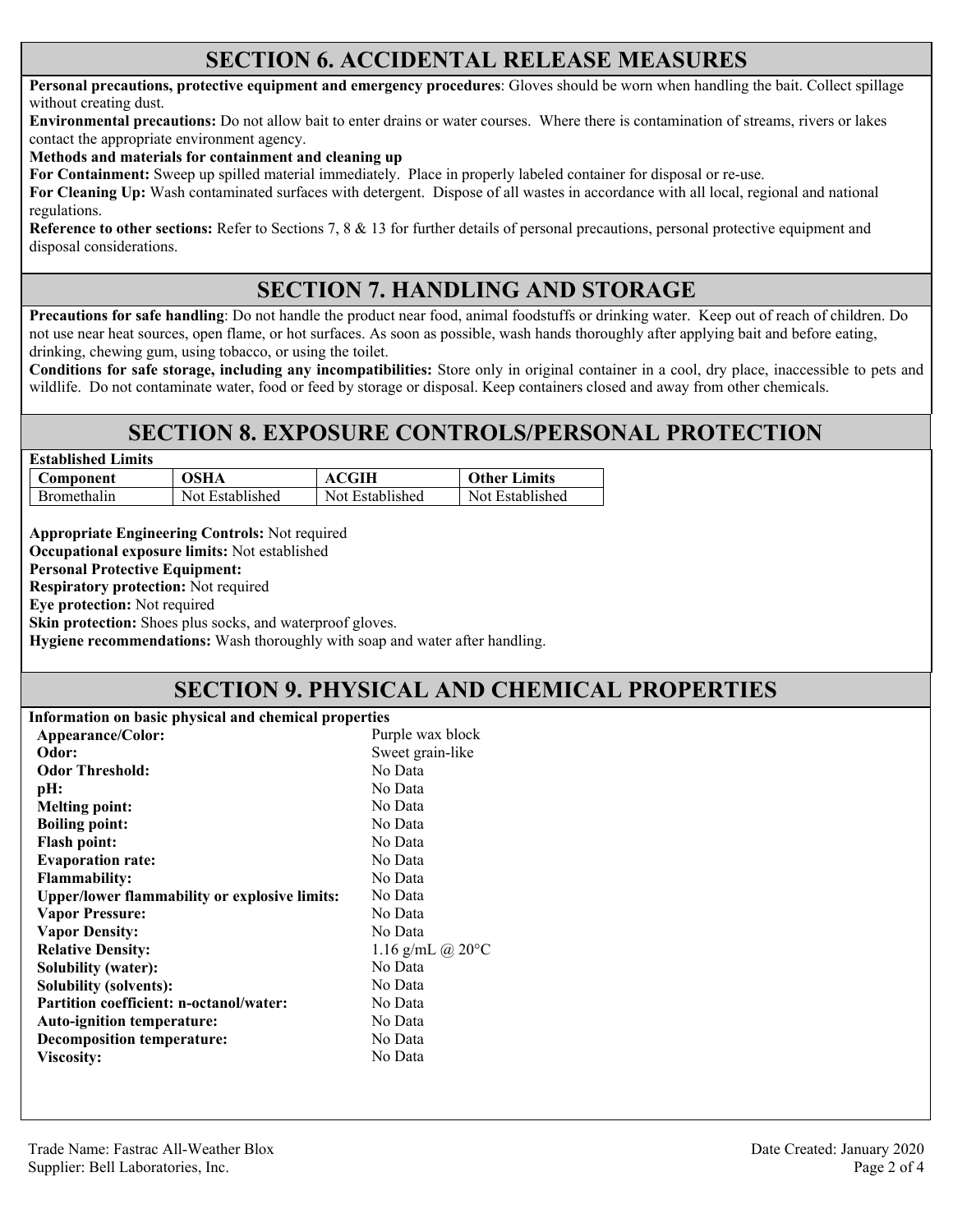## SECTION 6. ACCIDENTAL RELEASE MEASURES

**Personal precautions, protective equipment and emergency procedures**: Gloves should be worn when handling the bait. Collect spillage without creating dust.

**Environmental precautions:** Do not allow bait to enter drains or water courses. Where there is contamination of streams, rivers or lakes contact the appropriate environment agency.

**Methods and materials for containment and cleaning up**

**For Containment:** Sweep up spilled material immediately. Place in properly labeled container for disposal or re-use.

**For Cleaning Up:** Wash contaminated surfaces with detergent. Dispose of all wastes in accordance with all local, regional and national regulations.

**Reference to other sections:** Refer to Sections 7, 8 & 13 for further details of personal precautions, personal protective equipment and disposal considerations.

## SECTION 7. HANDLING AND STORAGE

**Precautions for safe handling**: Do not handle the product near food, animal foodstuffs or drinking water. Keep out of reach of children. Do not use near heat sources, open flame, or hot surfaces. As soon as possible, wash hands thoroughly after applying bait and before eating, drinking, chewing gum, using tobacco, or using the toilet.

**Conditions for safe storage, including any incompatibilities:** Store only in original container in a cool, dry place, inaccessible to pets and wildlife. Do not contaminate water, food or feed by storage or disposal. Keep containers closed and away from other chemicals.

## SECTION 8. EXPOSURE CONTROLS/PERSONAL PROTECTION

**Established Limits**

| Component | OSHA | ACGIH | Other Limits |
|---|---|---|---|
| Bromethalin | Not Established | Not Established | Not Established |

**Appropriate Engineering Controls:** Not required

**Occupational exposure limits:** Not established

**Personal Protective Equipment:**

**Respiratory protection:** Not required

**Eye protection:** Not required

**Skin protection:** Shoes plus socks, and waterproof gloves.

**Hygiene recommendations:** Wash thoroughly with soap and water after handling.

## SECTION 9. PHYSICAL AND CHEMICAL PROPERTIES

**Information on basic physical and chemical properties**

| | |
|---|---|
| **Appearance/Color:** | Purple wax block |
| **Odor:** | Sweet grain-like |
| **Odor Threshold:** | No Data |
| **pH:** | No Data |
| **Melting point:** | No Data |
| **Boiling point:** | No Data |
| **Flash point:** | No Data |
| **Evaporation rate:** | No Data |
| **Flammability:** | No Data |
| **Upper/lower flammability or explosive limits:** | No Data |
| **Vapor Pressure:** | No Data |
| **Vapor Density:** | No Data |
| **Relative Density:** | 1.16 g/mL @ 20°C |
| **Solubility (water):** | No Data |
| **Solubility (solvents):** | No Data |
| **Partition coefficient: n-octanol/water:** | No Data |
| **Auto-ignition temperature:** | No Data |
| **Decomposition temperature:** | No Data |
| **Viscosity:** | No Data |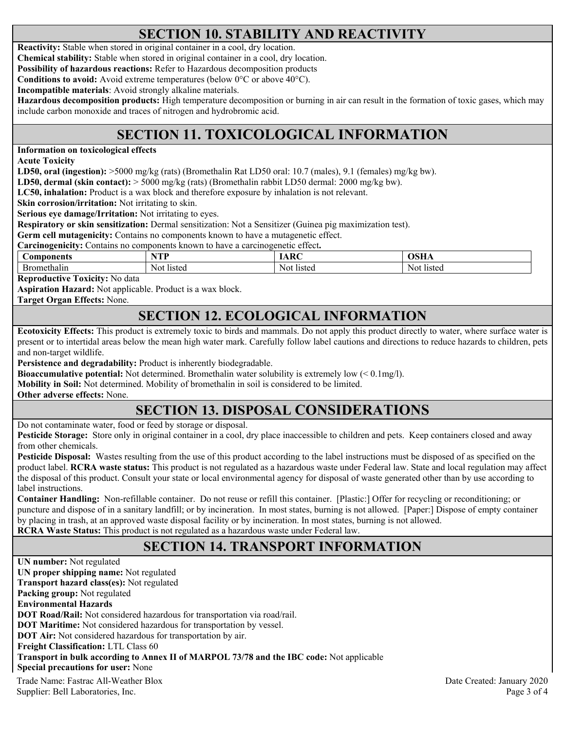## SECTION 10. STABILITY AND REACTIVITY

**Reactivity:** Stable when stored in original container in a cool, dry location.
**Chemical stability:** Stable when stored in original container in a cool, dry location.
**Possibility of hazardous reactions:** Refer to Hazardous decomposition products
**Conditions to avoid:** Avoid extreme temperatures (below 0°C or above 40°C).
**Incompatible materials**: Avoid strongly alkaline materials.
**Hazardous decomposition products:** High temperature decomposition or burning in air can result in the formation of toxic gases, which may include carbon monoxide and traces of nitrogen and hydrobromic acid.

## SECTION 11. TOXICOLOGICAL INFORMATION

**Information on toxicological effects**
**Acute Toxicity**
**LD50, oral (ingestion):** >5000 mg/kg (rats) (Bromethalin Rat LD50 oral: 10.7 (males), 9.1 (females) mg/kg bw).
**LD50, dermal (skin contact):** > 5000 mg/kg (rats) (Bromethalin rabbit LD50 dermal: 2000 mg/kg bw).
**LC50, inhalation:** Product is a wax block and therefore exposure by inhalation is not relevant.
**Skin corrosion/irritation:** Not irritating to skin.
**Serious eye damage/Irritation:** Not irritating to eyes.
**Respiratory or skin sensitization:** Dermal sensitization: Not a Sensitizer (Guinea pig maximization test).
**Germ cell mutagenicity:** Contains no components known to have a mutagenetic effect.
**Carcinogenicity:** Contains no components known to have a carcinogenetic effect**.**

| Components | NTP | IARC | OSHA |
|---|---|---|---|
| Bromethalin | Not listed | Not listed | Not listed |

**Reproductive Toxicity:** No data
**Aspiration Hazard:** Not applicable. Product is a wax block.
**Target Organ Effects:** None.

## SECTION 12. ECOLOGICAL INFORMATION

**Ecotoxicity Effects:** This product is extremely toxic to birds and mammals. Do not apply this product directly to water, where surface water is present or to intertidal areas below the mean high water mark. Carefully follow label cautions and directions to reduce hazards to children, pets and non-target wildlife.
**Persistence and degradability:** Product is inherently biodegradable.
**Bioaccumulative potential:** Not determined. Bromethalin water solubility is extremely low (< 0.1mg/l).
**Mobility in Soil:** Not determined. Mobility of bromethalin in soil is considered to be limited.
**Other adverse effects:** None.

## SECTION 13. DISPOSAL CONSIDERATIONS

Do not contaminate water, food or feed by storage or disposal.
**Pesticide Storage:** Store only in original container in a cool, dry place inaccessible to children and pets. Keep containers closed and away from other chemicals.
**Pesticide Disposal:** Wastes resulting from the use of this product according to the label instructions must be disposed of as specified on the product label. **RCRA waste status:** This product is not regulated as a hazardous waste under Federal law. State and local regulation may affect the disposal of this product. Consult your state or local environmental agency for disposal of waste generated other than by use according to label instructions.
**Container Handling:** Non-refillable container. Do not reuse or refill this container. [Plastic:] Offer for recycling or reconditioning; or puncture and dispose of in a sanitary landfill; or by incineration. In most states, burning is not allowed. [Paper:] Dispose of empty container by placing in trash, at an approved waste disposal facility or by incineration. In most states, burning is not allowed.
**RCRA Waste Status:** This product is not regulated as a hazardous waste under Federal law.

## SECTION 14. TRANSPORT INFORMATION

**UN number:** Not regulated
**UN proper shipping name:** Not regulated
**Transport hazard class(es):** Not regulated
**Packing group:** Not regulated
**Environmental Hazards**
**DOT Road/Rail:** Not considered hazardous for transportation via road/rail.
**DOT Maritime:** Not considered hazardous for transportation by vessel.
**DOT Air:** Not considered hazardous for transportation by air.
**Freight Classification:** LTL Class 60
**Transport in bulk according to Annex II of MARPOL 73/78 and the IBC code:** Not applicable
**Special precautions for user:** None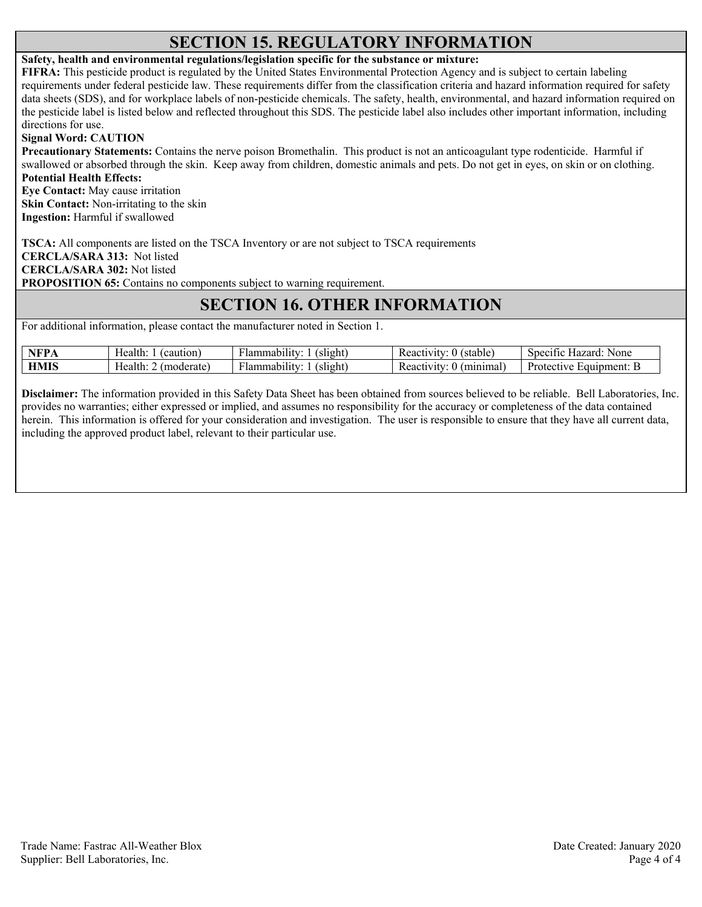## SECTION 15. REGULATORY INFORMATION

**Safety, health and environmental regulations/legislation specific for the substance or mixture:**

**FIFRA:** This pesticide product is regulated by the United States Environmental Protection Agency and is subject to certain labeling requirements under federal pesticide law. These requirements differ from the classification criteria and hazard information required for safety data sheets (SDS), and for workplace labels of non-pesticide chemicals. The safety, health, environmental, and hazard information required on the pesticide label is listed below and reflected throughout this SDS. The pesticide label also includes other important information, including directions for use.

**Signal Word: CAUTION**

**Precautionary Statements:** Contains the nerve poison Bromethalin. This product is not an anticoagulant type rodenticide. Harmful if swallowed or absorbed through the skin. Keep away from children, domestic animals and pets. Do not get in eyes, on skin or on clothing.

**Potential Health Effects:**

**Eye Contact:** May cause irritation

**Skin Contact:** Non-irritating to the skin

**Ingestion:** Harmful if swallowed

**TSCA:** All components are listed on the TSCA Inventory or are not subject to TSCA requirements

**CERCLA/SARA 313:** Not listed

**CERCLA/SARA 302:** Not listed

**PROPOSITION 65:** Contains no components subject to warning requirement.

## SECTION 16. OTHER INFORMATION

For additional information, please contact the manufacturer noted in Section 1.

| | | | | |
|---|---|---|---|---|
| **NFPA** | Health: 1 (caution) | Flammability: 1 (slight) | Reactivity: 0 (stable) | Specific Hazard: None |
| **HMIS** | Health: 2 (moderate) | Flammability: 1 (slight) | Reactivity: 0 (minimal) | Protective Equipment: B |

**Disclaimer:** The information provided in this Safety Data Sheet has been obtained from sources believed to be reliable. Bell Laboratories, Inc. provides no warranties; either expressed or implied, and assumes no responsibility for the accuracy or completeness of the data contained herein. This information is offered for your consideration and investigation. The user is responsible to ensure that they have all current data, including the approved product label, relevant to their particular use.